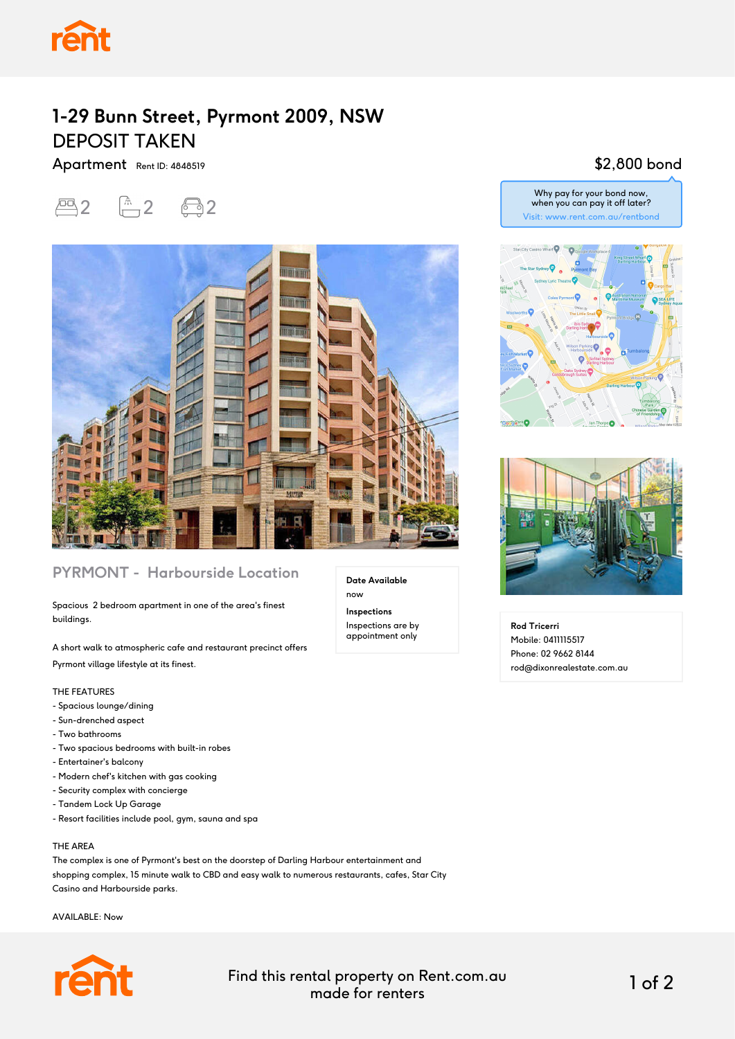# 1-29 Bunn Street, Pyrmont 2009, NSW

## DEPOSIT TAKEN

Apartment Rent ID: 4848519

$2,800 bond

Why pay for your bond now, when you can pay it off later?
Visit: www.rent.com.au/rentbond

2 bedrooms, 2 bathrooms, 2 car spaces

## PYRMONT - Harbourside Location

Spacious 2 bedroom apartment in one of the area's finest buildings.

A short walk to atmospheric cafe and restaurant precinct offers Pyrmont village lifestyle at its finest.

THE FEATURES

- Spacious lounge/dining
- Sun-drenched aspect
- Two bathrooms
- Two spacious bedrooms with built-in robes
- Entertainer's balcony
- Modern chef's kitchen with gas cooking
- Security complex with concierge
- Tandem Lock Up Garage
- Resort facilities include pool, gym, sauna and spa

THE AREA

The complex is one of Pyrmont's best on the doorstep of Darling Harbour entertainment and shopping complex, 15 minute walk to CBD and easy walk to numerous restaurants, cafes, Star City Casino and Harbourside parks.

AVAILABLE: Now

**Date Available**
now

**Inspections**
Inspections are by appointment only

**Rod Tricerri**
Mobile: 0411115517
Phone: 02 9662 8144
rod@dixonrealestate.com.au

Find this rental property on Rent.com.au made for renters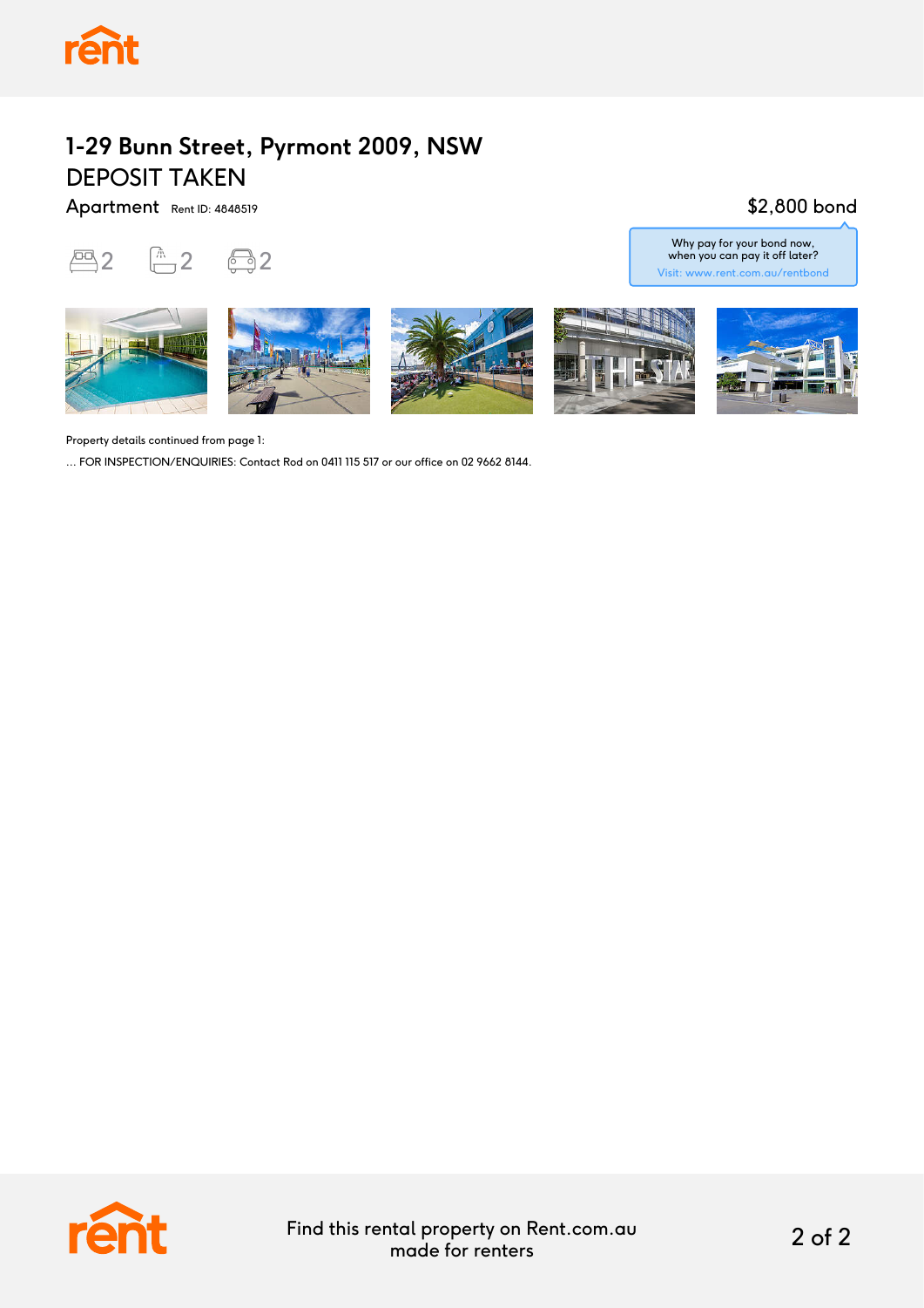# 1-29 Bunn Street, Pyrmont 2009, NSW

DEPOSIT TAKEN

Apartment Rent ID: 4848519

$2,800 bond

Why pay for your bond now, when you can pay it off later?
Visit: www.rent.com.au/rentbond

2 2 2

Property details continued from page 1:

... FOR INSPECTION/ENQUIRIES: Contact Rod on 0411 115 517 or our office on 02 9662 8144.

Find this rental property on Rent.com.au made for renters